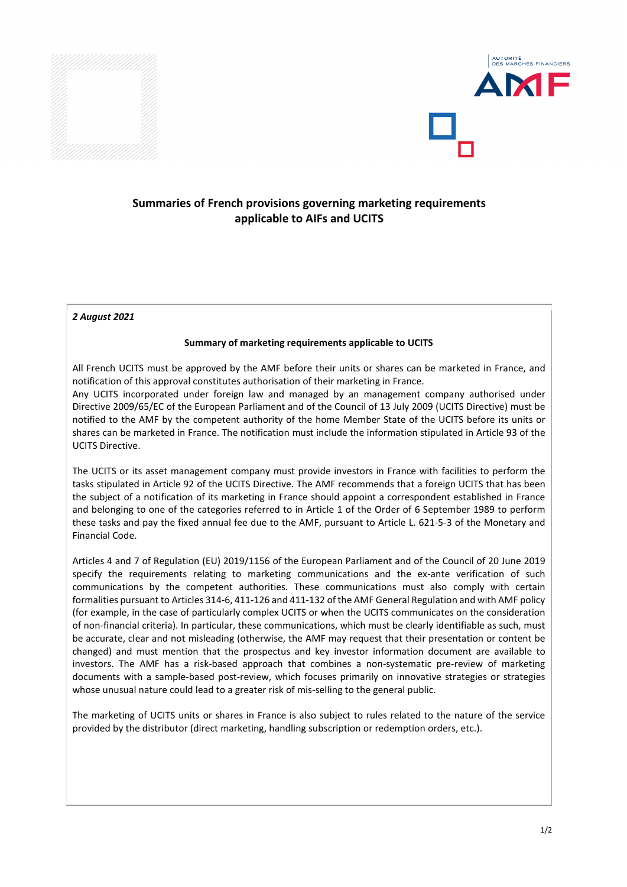# Summaries of French provisions governing marketing requirements applicable to AIFs and UCITS

*2 August 2021*

**Summary of marketing requirements applicable to UCITS**

All French UCITS must be approved by the AMF before their units or shares can be marketed in France, and notification of this approval constitutes authorisation of their marketing in France.

Any UCITS incorporated under foreign law and managed by an management company authorised under Directive 2009/65/EC of the European Parliament and of the Council of 13 July 2009 (UCITS Directive) must be notified to the AMF by the competent authority of the home Member State of the UCITS before its units or shares can be marketed in France. The notification must include the information stipulated in Article 93 of the UCITS Directive.

The UCITS or its asset management company must provide investors in France with facilities to perform the tasks stipulated in Article 92 of the UCITS Directive. The AMF recommends that a foreign UCITS that has been the subject of a notification of its marketing in France should appoint a correspondent established in France and belonging to one of the categories referred to in Article 1 of the Order of 6 September 1989 to perform these tasks and pay the fixed annual fee due to the AMF, pursuant to Article L. 621-5-3 of the Monetary and Financial Code.

Articles 4 and 7 of Regulation (EU) 2019/1156 of the European Parliament and of the Council of 20 June 2019 specify the requirements relating to marketing communications and the ex-ante verification of such communications by the competent authorities. These communications must also comply with certain formalities pursuant to Articles 314-6, 411-126 and 411-132 of the AMF General Regulation and with AMF policy (for example, in the case of particularly complex UCITS or when the UCITS communicates on the consideration of non-financial criteria). In particular, these communications, which must be clearly identifiable as such, must be accurate, clear and not misleading (otherwise, the AMF may request that their presentation or content be changed) and must mention that the prospectus and key investor information document are available to investors. The AMF has a risk-based approach that combines a non-systematic pre-review of marketing documents with a sample-based post-review, which focuses primarily on innovative strategies or strategies whose unusual nature could lead to a greater risk of mis-selling to the general public.

The marketing of UCITS units or shares in France is also subject to rules related to the nature of the service provided by the distributor (direct marketing, handling subscription or redemption orders, etc.).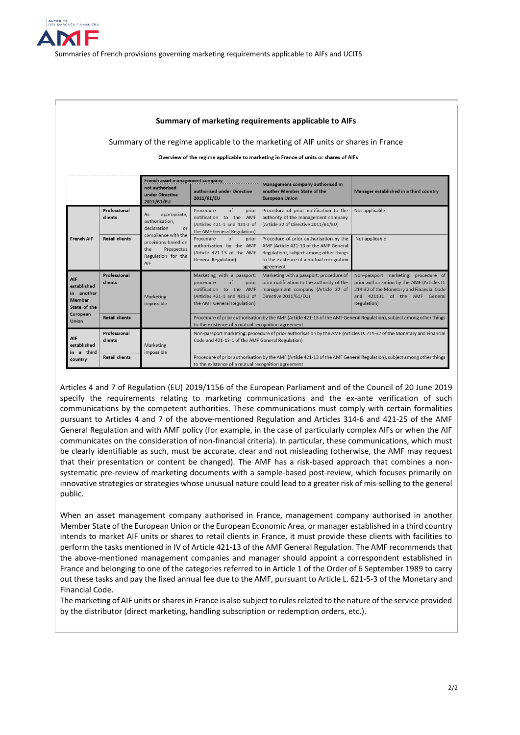## Summary of marketing requirements applicable to AIFs

Summary of the regime applicable to the marketing of AIF units or shares in France

Overview of the regime applicable to marketing in France of units or shares of AIFs

| | | French asset management company not authorised under Directive 2011/61/EU | French asset management company authorised under Directive 2011/61/EU | Management company authorised in another Member State of the European Union | Manager established in a third country |
|---|---|---|---|---|---|
| French AIF | Professional clients | As appropriate, authorisation, declaration or compliance with the provisions based on the Prospectus Regulation for the AIF | Procedure of prior notification to the AMF (Articles 421-1 and 421-2 of the AMF General Regulation) | Procedure of prior notification to the authority of the management company (Article 32 of Directive 2011/61/EU) | Not applicable |
| | Retail clients | | Procedure of prior authorisation by the AMF (Article 421-13 of the AMF General Regulation) | Procedure of prior authorisation by the AMF (Article 421-13 of the AMF General Regulation), subject among other things to the existence of a mutual recognition agreement | Not applicable |
| AIF established in another Member State of the European Union | Professional clients | Marketing impossible | Marketing with a passport: procedure of prior notification to the AMF (Articles 421-1 and 421-2 of the AMF General Regulation) | Marketing with a passport: procedure of prior notification to the authority of the management company (Article 32 of Directive 2011/61/EU) | Non-passport marketing: procedure of prior authorisation by the AMF (Articles D. 214-32 of the Monetary and Financial Code and 421131 of the AMF General Regulation) |
| | Retail clients | | Procedure of prior authorisation by the AMF (Article 421-13 of the AMF General Regulation), subject among other things to the existence of a mutual recognition agreement | | |
| AIF established in a third country | Professional clients | Marketing impossible | Non-passport marketing: procedure of prior authorisation by the AMF (Articles D. 214-32 of the Monetary and Financial Code and 421-13-1 of the AMF General Regulation) | | |
| | Retail clients | | Procedure of prior authorisation by the AMF (Article 421-13 of the AMF General Regulation), subject among other things to the existence of a mutual recognition agreement | | |

Articles 4 and 7 of Regulation (EU) 2019/1156 of the European Parliament and of the Council of 20 June 2019 specify the requirements relating to marketing communications and the ex-ante verification of such communications by the competent authorities. These communications must comply with certain formalities pursuant to Articles 4 and 7 of the above-mentioned Regulation and Articles 314-6 and 421-25 of the AMF General Regulation and with AMF policy (for example, in the case of particularly complex AIFs or when the AIF communicates on the consideration of non-financial criteria). In particular, these communications, which must be clearly identifiable as such, must be accurate, clear and not misleading (otherwise, the AMF may request that their presentation or content be changed). The AMF has a risk-based approach that combines a non-systematic pre-review of marketing documents with a sample-based post-review, which focuses primarily on innovative strategies or strategies whose unusual nature could lead to a greater risk of mis-selling to the general public.

When an asset management company authorised in France, management company authorised in another Member State of the European Union or the European Economic Area, or manager established in a third country intends to market AIF units or shares to retail clients in France, it must provide these clients with facilities to perform the tasks mentioned in IV of Article 421-13 of the AMF General Regulation. The AMF recommends that the above-mentioned management companies and manager should appoint a correspondent established in France and belonging to one of the categories referred to in Article 1 of the Order of 6 September 1989 to carry out these tasks and pay the fixed annual fee due to the AMF, pursuant to Article L. 621-5-3 of the Monetary and Financial Code.

The marketing of AIF units or shares in France is also subject to rules related to the nature of the service provided by the distributor (direct marketing, handling subscription or redemption orders, etc.).